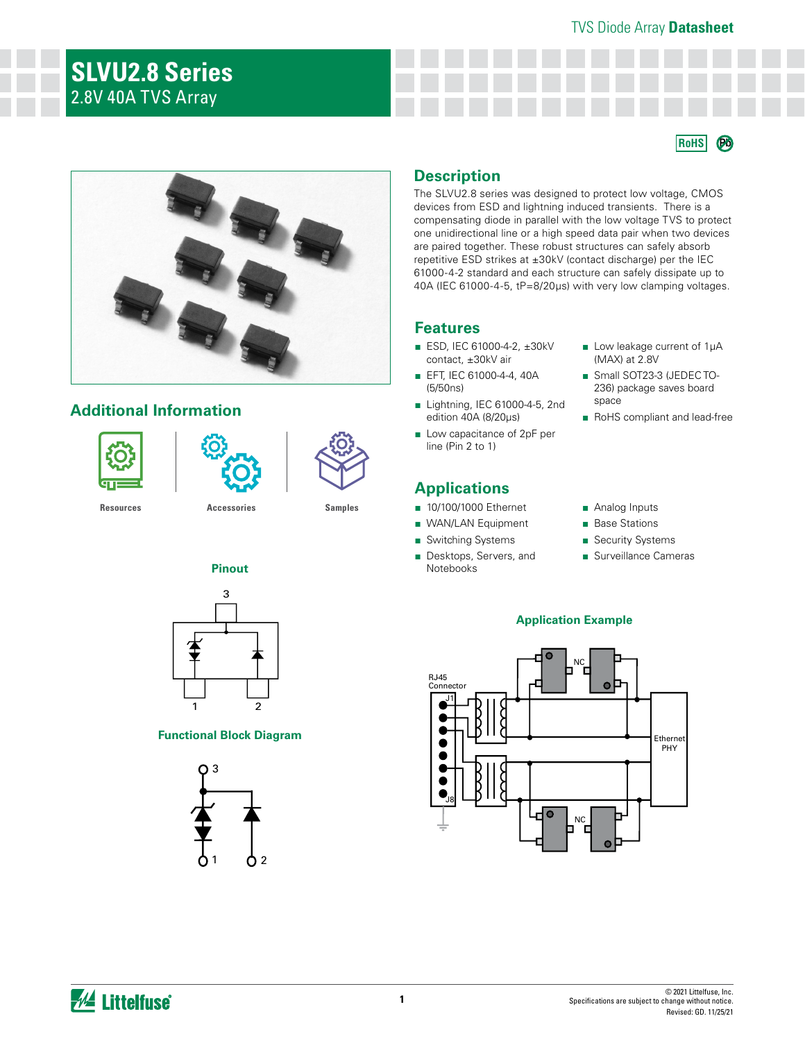TVS Diode Array **Datasheet**

# SLVU2.8 Series

2.8V 40A TVS Array

## Description

The SLVU2.8 series was designed to protect low voltage, CMOS devices from ESD and lightning induced transients. There is a compensating diode in parallel with the low voltage TVS to protect one unidirectional line or a high speed data pair when two devices are paired together. These robust structures can safely absorb repetitive ESD strikes at ±30kV (contact discharge) per the IEC 61000-4-2 standard and each structure can safely dissipate up to 40A (IEC 61000-4-5, tP=8/20μs) with very low clamping voltages.

## Features

- ESD, IEC 61000-4-2, ±30kV contact, ±30kV air
- EFT, IEC 61000-4-4, 40A (5/50ns)
- Lightning, IEC 61000-4-5, 2nd edition 40A (8/20μs)
- Low capacitance of 2pF per line (Pin 2 to 1)
- Low leakage current of 1μA (MAX) at 2.8V
- Small SOT23-3 (JEDEC TO-236) package saves board space
- RoHS compliant and lead-free

## Additional Information

Resources | Accessories | Samples

## Applications

- 10/100/1000 Ethernet
- WAN/LAN Equipment
- Switching Systems
- Desktops, Servers, and Notebooks
- Analog Inputs
- Base Stations
- Security Systems
- Surveillance Cameras

### Pinout

### Functional Block Diagram

### Application Example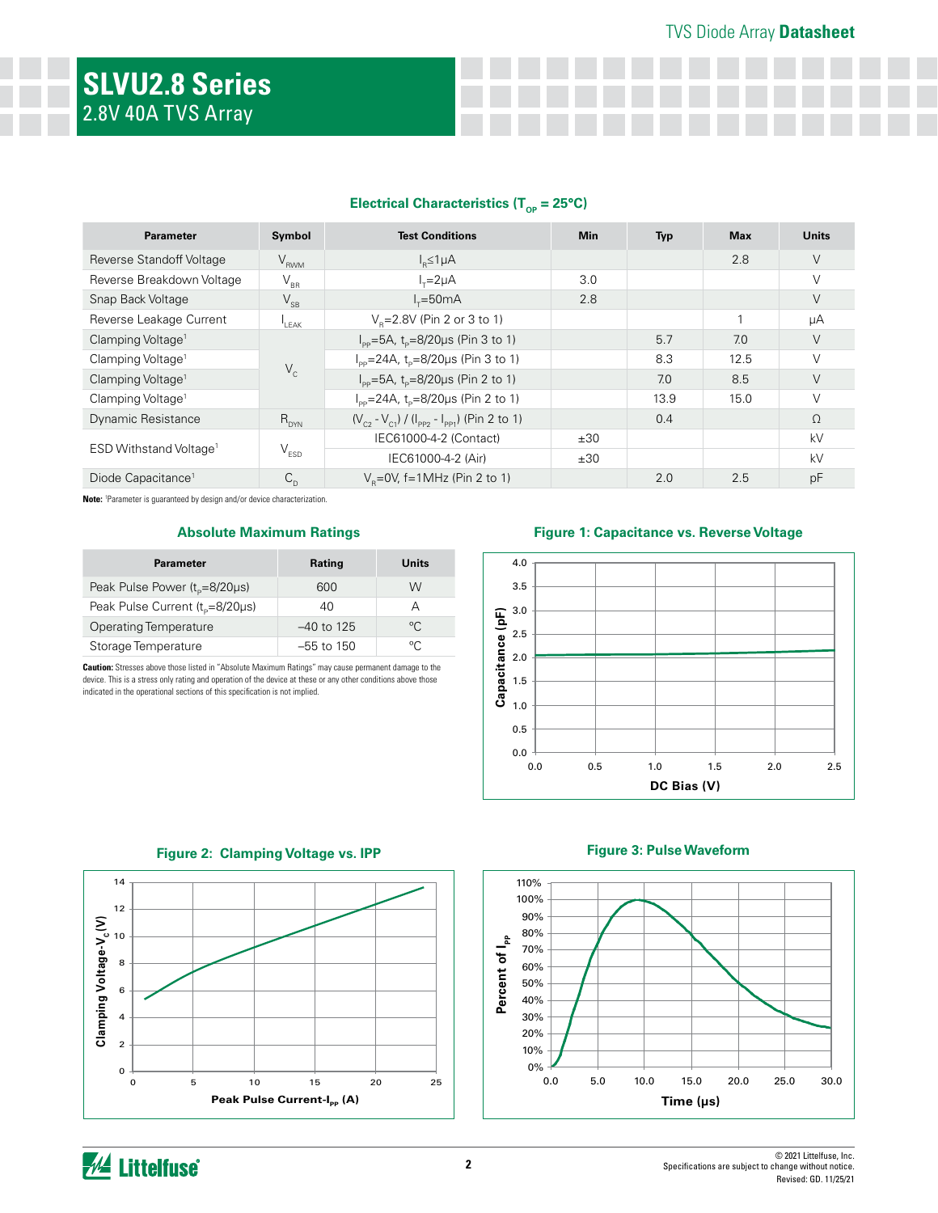# SLVU2.8 Series

2.8V 40A TVS Array

### Electrical Characteristics ($T_{OP}$ = 25°C)

| Parameter | Symbol | Test Conditions | Min | Typ | Max | Units |
|---|---|---|---|---|---|---|
| Reverse Standoff Voltage | $V_{RWM}$ | $I_R$≤1μA | | | 2.8 | V |
| Reverse Breakdown Voltage | $V_{BR}$ | $I_T$=2μA | 3.0 | | | V |
| Snap Back Voltage | $V_{SB}$ | $I_T$=50mA | 2.8 | | | V |
| Reverse Leakage Current | $I_{LEAK}$ | $V_R$=2.8V (Pin 2 or 3 to 1) | | | 1 | μA |
| Clamping Voltage[1] | $V_C$ | $I_{PP}$=5A, $t_P$=8/20μs (Pin 3 to 1) | | 5.7 | 7.0 | V |
| Clamping Voltage[1] | | $I_{PP}$=24A, $t_P$=8/20μs (Pin 3 to 1) | | 8.3 | 12.5 | V |
| Clamping Voltage[1] | | $I_{PP}$=5A, $t_P$=8/20μs (Pin 2 to 1) | | 7.0 | 8.5 | V |
| Clamping Voltage[1] | | $I_{PP}$=24A, $t_P$=8/20μs (Pin 2 to 1) | | 13.9 | 15.0 | V |
| Dynamic Resistance | $R_{DYN}$ | $(V_{C2} - V_{C1}) / (I_{PP2} - I_{PP1})$ (Pin 2 to 1) | | 0.4 | | Ω |
| ESD Withstand Voltage[1] | $V_{ESD}$ | IEC61000-4-2 (Contact) | ±30 | | | kV |
| | | IEC61000-4-2 (Air) | ±30 | | | kV |
| Diode Capacitance[1] | $C_D$ | $V_R$=0V, f=1MHz (Pin 2 to 1) | | 2.0 | 2.5 | pF |

**Note:** [1]Parameter is guaranteed by design and/or device characterization.

### Absolute Maximum Ratings

| Parameter | Rating | Units |
|---|---|---|
| Peak Pulse Power ($t_p$=8/20μs) | 600 | W |
| Peak Pulse Current ($t_p$=8/20μs) | 40 | A |
| Operating Temperature | –40 to 125 | °C |
| Storage Temperature | –55 to 150 | °C |

**Caution:** Stresses above those listed in "Absolute Maximum Ratings" may cause permanent damage to the device. This is a stress only rating and operation of the device at these or any other conditions above those indicated in the operational sections of this specification is not implied.

### Figure 1: Capacitance vs. Reverse Voltage

### Figure 2: Clamping Voltage vs. IPP

### Figure 3: Pulse Waveform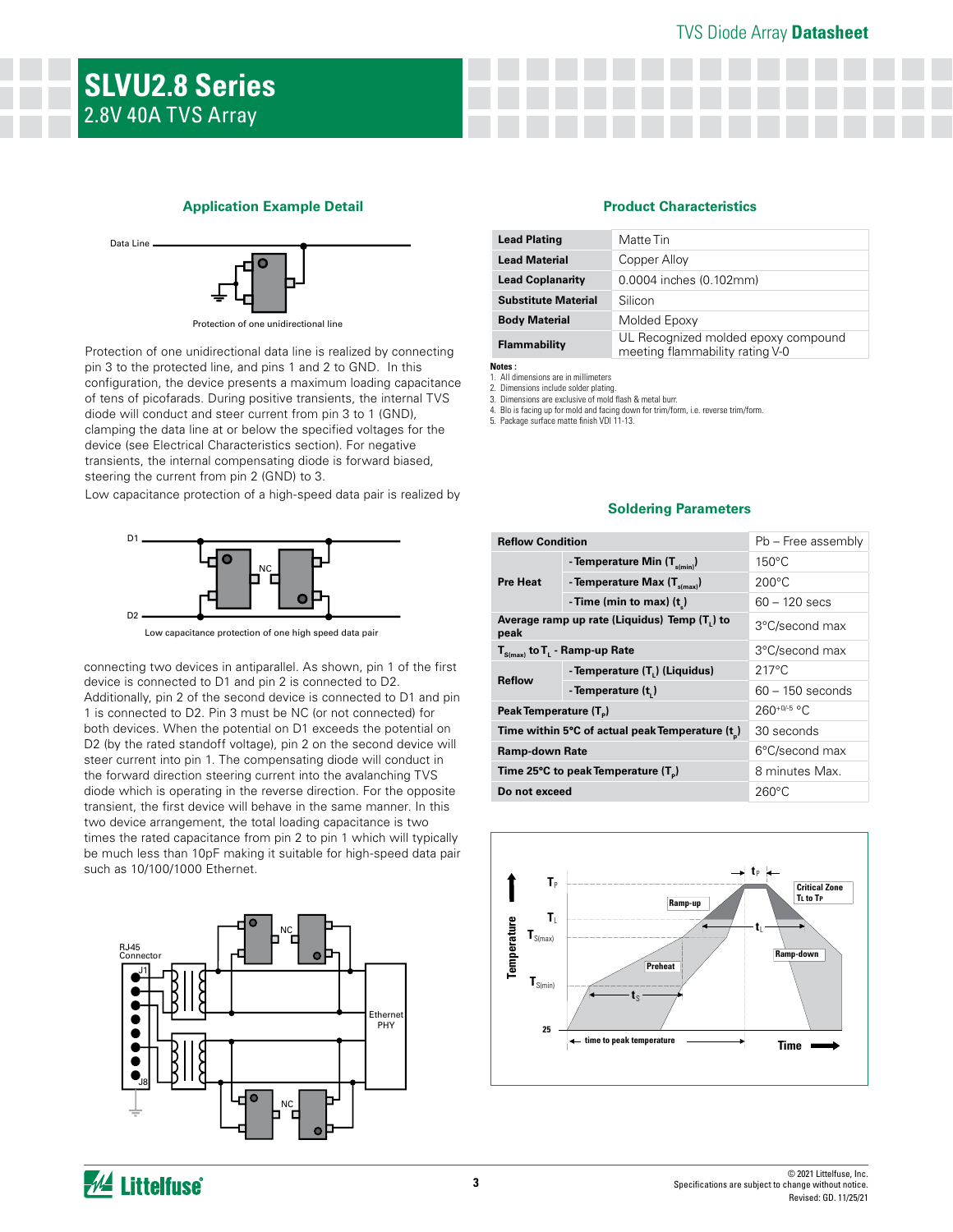# SLVU2.8 Series

2.8V 40A TVS Array

## Application Example Detail

Protection of one unidirectional line

Protection of one unidirectional data line is realized by connecting pin 3 to the protected line, and pins 1 and 2 to GND. In this configuration, the device presents a maximum loading capacitance of tens of picofarads. During positive transients, the internal TVS diode will conduct and steer current from pin 3 to 1 (GND), clamping the data line at or below the specified voltages for the device (see Electrical Characteristics section). For negative transients, the internal compensating diode is forward biased, steering the current from pin 2 (GND) to 3.

Low capacitance protection of a high-speed data pair is realized by connecting two devices in antiparallel. As shown, pin 1 of the first device is connected to D1 and pin 2 is connected to D2. Additionally, pin 2 of the second device is connected to D1 and pin 1 is connected to D2. Pin 3 must be NC (or not connected) for both devices. When the potential on D1 exceeds the potential on D2 (by the rated standoff voltage), pin 2 on the second device will steer current into pin 1. The compensating diode will conduct in the forward direction steering current into the avalanching TVS diode which is operating in the reverse direction. For the opposite transient, the first device will behave in the same manner. In this two device arrangement, the total loading capacitance is two times the rated capacitance from pin 2 to pin 1 which will typically be much less than 10pF making it suitable for high-speed data pair such as 10/100/1000 Ethernet.

Low capacitance protection of one high speed data pair

## Product Characteristics

| | |
|---|---|
| **Lead Plating** | Matte Tin |
| **Lead Material** | Copper Alloy |
| **Lead Coplanarity** | 0.0004 inches (0.102mm) |
| **Substitute Material** | Silicon |
| **Body Material** | Molded Epoxy |
| **Flammability** | UL Recognized molded epoxy compound meeting flammability rating V-0 |

**Notes :**
1. All dimensions are in millimeters
2. Dimensions include solder plating.
3. Dimensions are exclusive of mold flash & metal burr.
4. Blo is facing up for mold and facing down for trim/form, i.e. reverse trim/form.
5. Package surface matte finish VDI 11-13.

## Soldering Parameters

| **Reflow Condition** | | Pb – Free assembly |
|---|---|---|
| **Pre Heat** | - Temperature Min ($T_{s(min)}$) | 150°C |
| | - Temperature Max ($T_{s(max)}$) | 200°C |
| | - Time (min to max) ($t_s$) | 60 – 120 secs |
| **Average ramp up rate (Liquidus) Temp ($T_L$) to peak** | | 3°C/second max |
| **$T_{S(max)}$ to $T_L$ - Ramp-up Rate** | | 3°C/second max |
| **Reflow** | - Temperature ($T_L$) (Liquidus) | 217°C |
| | - Temperature ($t_L$) | 60 – 150 seconds |
| **Peak Temperature ($T_P$)** | | $260^{+0/-5}$ °C |
| **Time within 5°C of actual peak Temperature ($t_p$)** | | 30 seconds |
| **Ramp-down Rate** | | 6°C/second max |
| **Time 25°C to peak Temperature ($T_P$)** | | 8 minutes Max. |
| **Do not exceed** | | 260°C |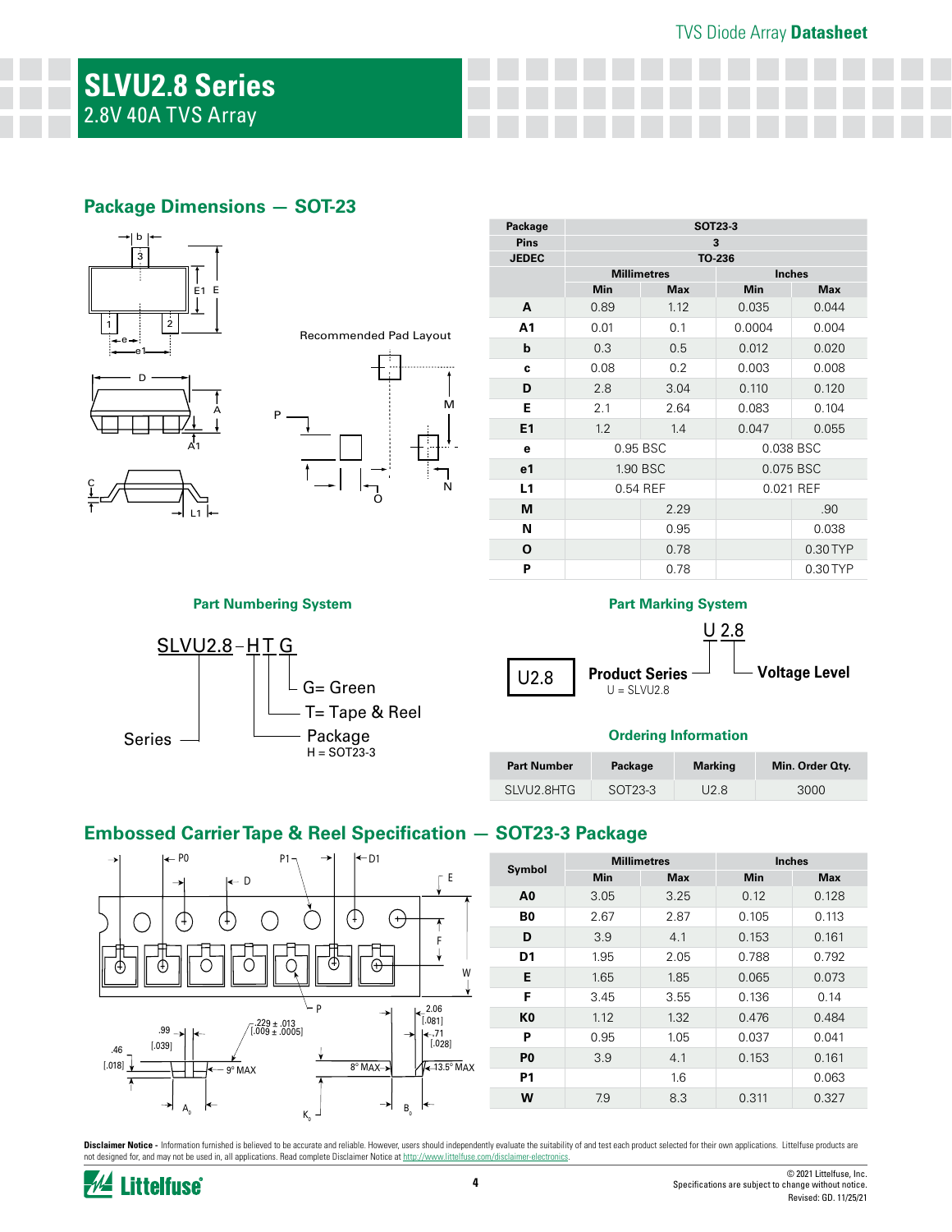# SLVU2.8 Series

2.8V 40A TVS Array

## Package Dimensions — SOT-23

Recommended Pad Layout

| Package | SOT23-3 | | | |
|---|---|---|---|---|
| Pins | 3 | | | |
| JEDEC | TO-236 | | | |
| | Millimetres | | Inches | |
| | Min | Max | Min | Max |
| A | 0.89 | 1.12 | 0.035 | 0.044 |
| A1 | 0.01 | 0.1 | 0.0004 | 0.004 |
| b | 0.3 | 0.5 | 0.012 | 0.020 |
| c | 0.08 | 0.2 | 0.003 | 0.008 |
| D | 2.8 | 3.04 | 0.110 | 0.120 |
| E | 2.1 | 2.64 | 0.083 | 0.104 |
| E1 | 1.2 | 1.4 | 0.047 | 0.055 |
| e | 0.95 BSC | | 0.038 BSC | |
| e1 | 1.90 BSC | | 0.075 BSC | |
| L1 | 0.54 REF | | 0.021 REF | |
| M | | 2.29 | | .90 |
| N | | 0.95 | | 0.038 |
| O | | 0.78 | | 0.30 TYP |
| P | | 0.78 | | 0.30 TYP |

### Part Numbering System

SLVU2.8 - H T G

- Series
- Package: H = SOT23-3
- T= Tape & Reel
- G= Green

### Part Marking System

U2.8

U 2.8

- Product Series: U = SLVU2.8
- Voltage Level

### Ordering Information

| Part Number | Package | Marking | Min. Order Qty. |
|---|---|---|---|
| SLVU2.8HTG | SOT23-3 | U2.8 | 3000 |

## Embossed Carrier Tape & Reel Specification — SOT23-3 Package

| Symbol | Millimetres | | Inches | |
|---|---|---|---|---|
| | Min | Max | Min | Max |
| A0 | 3.05 | 3.25 | 0.12 | 0.128 |
| B0 | 2.67 | 2.87 | 0.105 | 0.113 |
| D | 3.9 | 4.1 | 0.153 | 0.161 |
| D1 | 1.95 | 2.05 | 0.788 | 0.792 |
| E | 1.65 | 1.85 | 0.065 | 0.073 |
| F | 3.45 | 3.55 | 0.136 | 0.14 |
| K0 | 1.12 | 1.32 | 0.476 | 0.484 |
| P | 0.95 | 1.05 | 0.037 | 0.041 |
| P0 | 3.9 | 4.1 | 0.153 | 0.161 |
| P1 | | 1.6 | | 0.063 |
| W | 7.9 | 8.3 | 0.311 | 0.327 |

**Disclaimer Notice -** Information furnished is believed to be accurate and reliable. However, users should independently evaluate the suitability of and test each product selected for their own applications. Littelfuse products are not designed for, and may not be used in, all applications. Read complete Disclaimer Notice at http://www.littelfuse.com/disclaimer-electronics.

© 2021 Littelfuse, Inc.
Specifications are subject to change without notice.
Revised: GD. 11/25/21